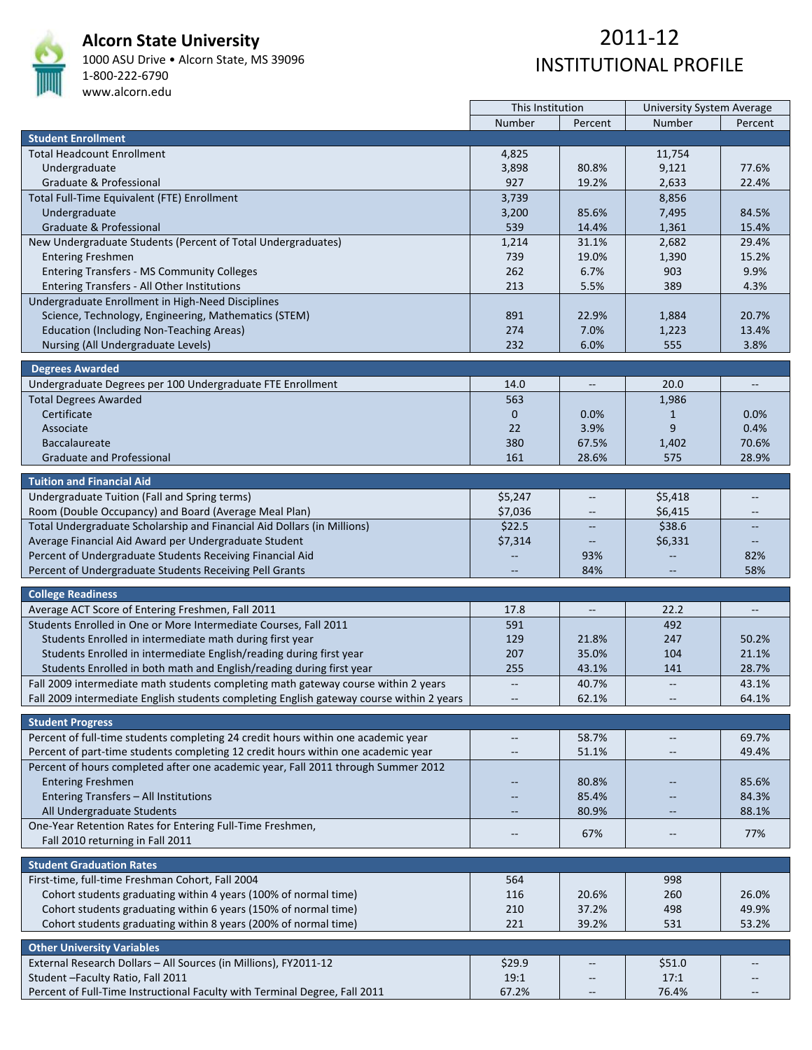# Alcorn State University

1000 ASU Drive • Alcorn State, MS 39096
1-800-222-6790
www.alcorn.edu

# 2011-12 INSTITUTIONAL PROFILE

| | This Institution | | University System Average | |
|---|---|---|---|---|
| | Number | Percent | Number | Percent |
| **Student Enrollment** | | | | |
| Total Headcount Enrollment | 4,825 | | 11,754 | |
| Undergraduate | 3,898 | 80.8% | 9,121 | 77.6% |
| Graduate & Professional | 927 | 19.2% | 2,633 | 22.4% |
| Total Full-Time Equivalent (FTE) Enrollment | 3,739 | | 8,856 | |
| Undergraduate | 3,200 | 85.6% | 7,495 | 84.5% |
| Graduate & Professional | 539 | 14.4% | 1,361 | 15.4% |
| New Undergraduate Students (Percent of Total Undergraduates) | 1,214 | 31.1% | 2,682 | 29.4% |
| Entering Freshmen | 739 | 19.0% | 1,390 | 15.2% |
| Entering Transfers - MS Community Colleges | 262 | 6.7% | 903 | 9.9% |
| Entering Transfers - All Other Institutions | 213 | 5.5% | 389 | 4.3% |
| Undergraduate Enrollment in High-Need Disciplines | | | | |
| Science, Technology, Engineering, Mathematics (STEM) | 891 | 22.9% | 1,884 | 20.7% |
| Education (Including Non-Teaching Areas) | 274 | 7.0% | 1,223 | 13.4% |
| Nursing (All Undergraduate Levels) | 232 | 6.0% | 555 | 3.8% |
| **Degrees Awarded** | | | | |
| Undergraduate Degrees per 100 Undergraduate FTE Enrollment | 14.0 | -- | 20.0 | -- |
| Total Degrees Awarded | 563 | | 1,986 | |
| Certificate | 0 | 0.0% | 1 | 0.0% |
| Associate | 22 | 3.9% | 9 | 0.4% |
| Baccalaureate | 380 | 67.5% | 1,402 | 70.6% |
| Graduate and Professional | 161 | 28.6% | 575 | 28.9% |
| **Tuition and Financial Aid** | | | | |
| Undergraduate Tuition (Fall and Spring terms) | $5,247 | -- | $5,418 | -- |
| Room (Double Occupancy) and Board (Average Meal Plan) | $7,036 | -- | $6,415 | -- |
| Total Undergraduate Scholarship and Financial Aid Dollars (in Millions) | $22.5 | -- | $38.6 | -- |
| Average Financial Aid Award per Undergraduate Student | $7,314 | -- | $6,331 | -- |
| Percent of Undergraduate Students Receiving Financial Aid | -- | 93% | -- | 82% |
| Percent of Undergraduate Students Receiving Pell Grants | -- | 84% | -- | 58% |
| **College Readiness** | | | | |
| Average ACT Score of Entering Freshmen, Fall 2011 | 17.8 | -- | 22.2 | -- |
| Students Enrolled in One or More Intermediate Courses, Fall 2011 | 591 | | 492 | |
| Students Enrolled in intermediate math during first year | 129 | 21.8% | 247 | 50.2% |
| Students Enrolled in intermediate English/reading during first year | 207 | 35.0% | 104 | 21.1% |
| Students Enrolled in both math and English/reading during first year | 255 | 43.1% | 141 | 28.7% |
| Fall 2009 intermediate math students completing math gateway course within 2 years | -- | 40.7% | -- | 43.1% |
| Fall 2009 intermediate English students completing English gateway course within 2 years | -- | 62.1% | -- | 64.1% |
| **Student Progress** | | | | |
| Percent of full-time students completing 24 credit hours within one academic year | -- | 58.7% | -- | 69.7% |
| Percent of part-time students completing 12 credit hours within one academic year | -- | 51.1% | -- | 49.4% |
| Percent of hours completed after one academic year, Fall 2011 through Summer 2012 | | | | |
| Entering Freshmen | -- | 80.8% | -- | 85.6% |
| Entering Transfers – All Institutions | -- | 85.4% | -- | 84.3% |
| All Undergraduate Students | -- | 80.9% | -- | 88.1% |
| One-Year Retention Rates for Entering Full-Time Freshmen, Fall 2010 returning in Fall 2011 | -- | 67% | -- | 77% |
| **Student Graduation Rates** | | | | |
| First-time, full-time Freshman Cohort, Fall 2004 | 564 | | 998 | |
| Cohort students graduating within 4 years (100% of normal time) | 116 | 20.6% | 260 | 26.0% |
| Cohort students graduating within 6 years (150% of normal time) | 210 | 37.2% | 498 | 49.9% |
| Cohort students graduating within 8 years (200% of normal time) | 221 | 39.2% | 531 | 53.2% |
| **Other University Variables** | | | | |
| External Research Dollars – All Sources (in Millions), FY2011-12 | $29.9 | -- | $51.0 | -- |
| Student –Faculty Ratio, Fall 2011 | 19:1 | -- | 17:1 | -- |
| Percent of Full-Time Instructional Faculty with Terminal Degree, Fall 2011 | 67.2% | -- | 76.4% | -- |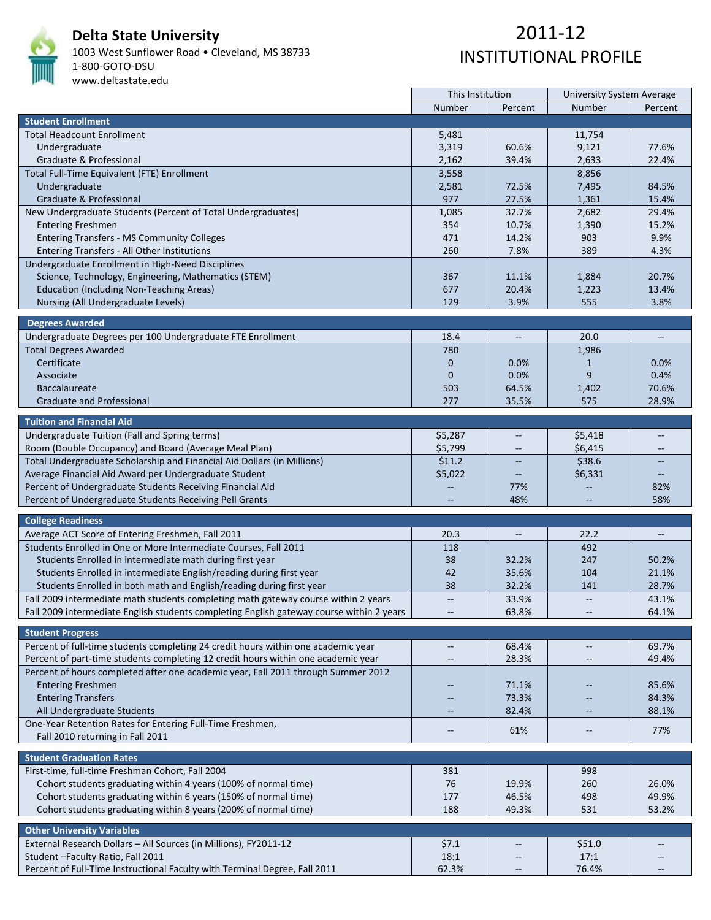# Delta State University

1003 West Sunflower Road • Cleveland, MS 38733
1-800-GOTO-DSU
www.deltastate.edu

## 2011-12 INSTITUTIONAL PROFILE

| | This Institution | | University System Average | |
|---|---|---|---|---|
| | Number | Percent | Number | Percent |
| **Student Enrollment** | | | | |
| Total Headcount Enrollment | 5,481 | | 11,754 | |
| Undergraduate | 3,319 | 60.6% | 9,121 | 77.6% |
| Graduate & Professional | 2,162 | 39.4% | 2,633 | 22.4% |
| Total Full-Time Equivalent (FTE) Enrollment | 3,558 | | 8,856 | |
| Undergraduate | 2,581 | 72.5% | 7,495 | 84.5% |
| Graduate & Professional | 977 | 27.5% | 1,361 | 15.4% |
| New Undergraduate Students (Percent of Total Undergraduates) | 1,085 | 32.7% | 2,682 | 29.4% |
| Entering Freshmen | 354 | 10.7% | 1,390 | 15.2% |
| Entering Transfers - MS Community Colleges | 471 | 14.2% | 903 | 9.9% |
| Entering Transfers - All Other Institutions | 260 | 7.8% | 389 | 4.3% |
| Undergraduate Enrollment in High-Need Disciplines | | | | |
| Science, Technology, Engineering, Mathematics (STEM) | 367 | 11.1% | 1,884 | 20.7% |
| Education (Including Non-Teaching Areas) | 677 | 20.4% | 1,223 | 13.4% |
| Nursing (All Undergraduate Levels) | 129 | 3.9% | 555 | 3.8% |
| **Degrees Awarded** | | | | |
| Undergraduate Degrees per 100 Undergraduate FTE Enrollment | 18.4 | -- | 20.0 | -- |
| Total Degrees Awarded | 780 | | 1,986 | |
| Certificate | 0 | 0.0% | 1 | 0.0% |
| Associate | 0 | 0.0% | 9 | 0.4% |
| Baccalaureate | 503 | 64.5% | 1,402 | 70.6% |
| Graduate and Professional | 277 | 35.5% | 575 | 28.9% |
| **Tuition and Financial Aid** | | | | |
| Undergraduate Tuition (Fall and Spring terms) | $5,287 | -- | $5,418 | -- |
| Room (Double Occupancy) and Board (Average Meal Plan) | $5,799 | -- | $6,415 | -- |
| Total Undergraduate Scholarship and Financial Aid Dollars (in Millions) | $11.2 | -- | $38.6 | -- |
| Average Financial Aid Award per Undergraduate Student | $5,022 | -- | $6,331 | -- |
| Percent of Undergraduate Students Receiving Financial Aid | -- | 77% | -- | 82% |
| Percent of Undergraduate Students Receiving Pell Grants | -- | 48% | -- | 58% |
| **College Readiness** | | | | |
| Average ACT Score of Entering Freshmen, Fall 2011 | 20.3 | -- | 22.2 | -- |
| Students Enrolled in One or More Intermediate Courses, Fall 2011 | 118 | | 492 | |
| Students Enrolled in intermediate math during first year | 38 | 32.2% | 247 | 50.2% |
| Students Enrolled in intermediate English/reading during first year | 42 | 35.6% | 104 | 21.1% |
| Students Enrolled in both math and English/reading during first year | 38 | 32.2% | 141 | 28.7% |
| Fall 2009 intermediate math students completing math gateway course within 2 years | -- | 33.9% | -- | 43.1% |
| Fall 2009 intermediate English students completing English gateway course within 2 years | -- | 63.8% | -- | 64.1% |
| **Student Progress** | | | | |
| Percent of full-time students completing 24 credit hours within one academic year | -- | 68.4% | -- | 69.7% |
| Percent of part-time students completing 12 credit hours within one academic year | -- | 28.3% | -- | 49.4% |
| Percent of hours completed after one academic year, Fall 2011 through Summer 2012 | | | | |
| Entering Freshmen | -- | 71.1% | -- | 85.6% |
| Entering Transfers | -- | 73.3% | -- | 84.3% |
| All Undergraduate Students | -- | 82.4% | -- | 88.1% |
| One-Year Retention Rates for Entering Full-Time Freshmen, Fall 2010 returning in Fall 2011 | -- | 61% | -- | 77% |
| **Student Graduation Rates** | | | | |
| First-time, full-time Freshman Cohort, Fall 2004 | 381 | | 998 | |
| Cohort students graduating within 4 years (100% of normal time) | 76 | 19.9% | 260 | 26.0% |
| Cohort students graduating within 6 years (150% of normal time) | 177 | 46.5% | 498 | 49.9% |
| Cohort students graduating within 8 years (200% of normal time) | 188 | 49.3% | 531 | 53.2% |
| **Other University Variables** | | | | |
| External Research Dollars – All Sources (in Millions), FY2011-12 | $7.1 | -- | $51.0 | -- |
| Student –Faculty Ratio, Fall 2011 | 18:1 | -- | 17:1 | -- |
| Percent of Full-Time Instructional Faculty with Terminal Degree, Fall 2011 | 62.3% | -- | 76.4% | -- |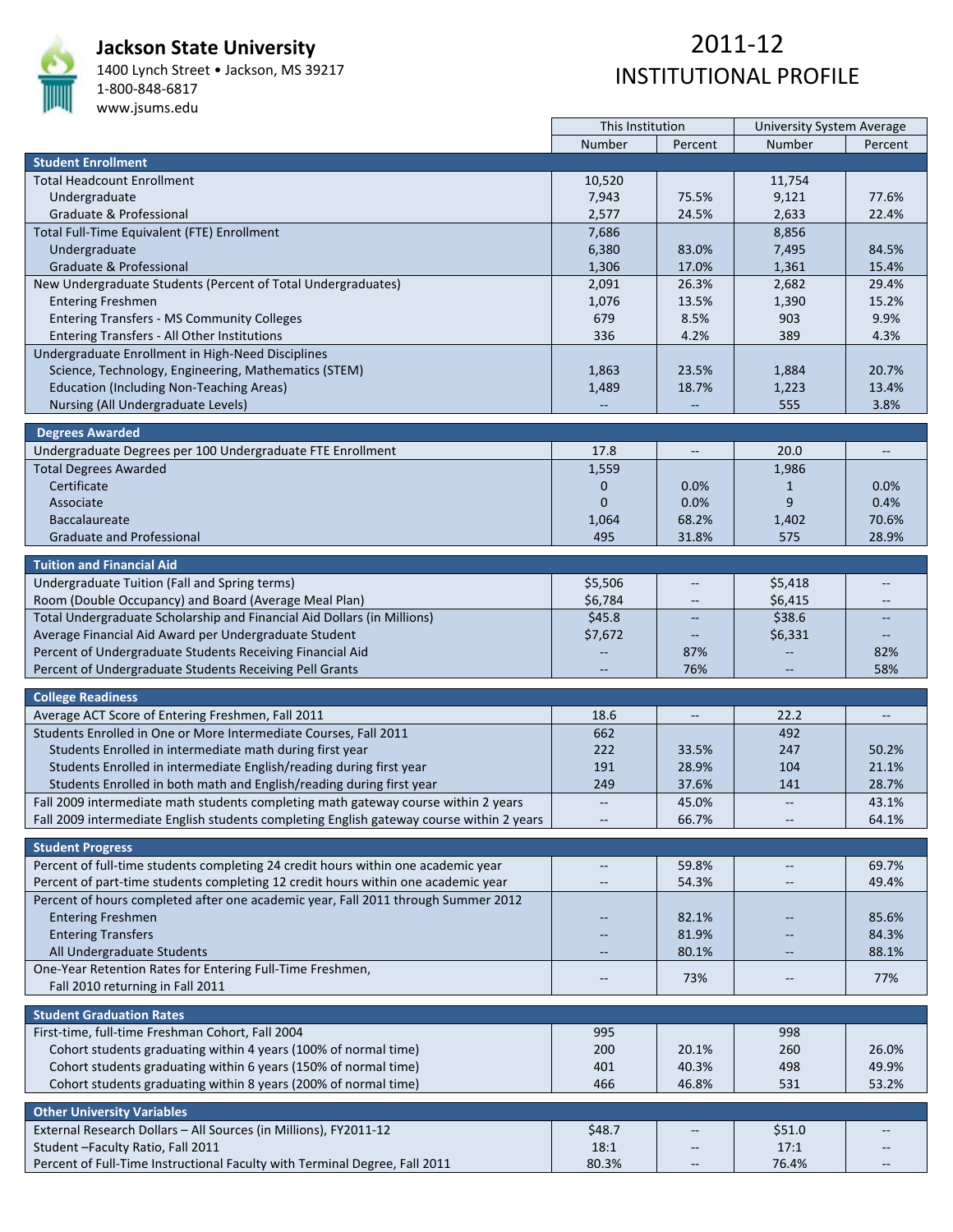# Jackson State University

1400 Lynch Street • Jackson, MS 39217
1-800-848-6817
www.jsums.edu

## 2011-12 INSTITUTIONAL PROFILE

| | This Institution | | University System Average | |
|---|---|---|---|---|
| | Number | Percent | Number | Percent |
| **Student Enrollment** | | | | |
| Total Headcount Enrollment | 10,520 | | 11,754 | |
| Undergraduate | 7,943 | 75.5% | 9,121 | 77.6% |
| Graduate & Professional | 2,577 | 24.5% | 2,633 | 22.4% |
| Total Full-Time Equivalent (FTE) Enrollment | 7,686 | | 8,856 | |
| Undergraduate | 6,380 | 83.0% | 7,495 | 84.5% |
| Graduate & Professional | 1,306 | 17.0% | 1,361 | 15.4% |
| New Undergraduate Students (Percent of Total Undergraduates) | 2,091 | 26.3% | 2,682 | 29.4% |
| Entering Freshmen | 1,076 | 13.5% | 1,390 | 15.2% |
| Entering Transfers - MS Community Colleges | 679 | 8.5% | 903 | 9.9% |
| Entering Transfers - All Other Institutions | 336 | 4.2% | 389 | 4.3% |
| Undergraduate Enrollment in High-Need Disciplines | | | | |
| Science, Technology, Engineering, Mathematics (STEM) | 1,863 | 23.5% | 1,884 | 20.7% |
| Education (Including Non-Teaching Areas) | 1,489 | 18.7% | 1,223 | 13.4% |
| Nursing (All Undergraduate Levels) | -- | -- | 555 | 3.8% |
| **Degrees Awarded** | | | | |
| Undergraduate Degrees per 100 Undergraduate FTE Enrollment | 17.8 | -- | 20.0 | -- |
| Total Degrees Awarded | 1,559 | | 1,986 | |
| Certificate | 0 | 0.0% | 1 | 0.0% |
| Associate | 0 | 0.0% | 9 | 0.4% |
| Baccalaureate | 1,064 | 68.2% | 1,402 | 70.6% |
| Graduate and Professional | 495 | 31.8% | 575 | 28.9% |
| **Tuition and Financial Aid** | | | | |
| Undergraduate Tuition (Fall and Spring terms) | $5,506 | -- | $5,418 | -- |
| Room (Double Occupancy) and Board (Average Meal Plan) | $6,784 | -- | $6,415 | -- |
| Total Undergraduate Scholarship and Financial Aid Dollars (in Millions) | $45.8 | -- | $38.6 | -- |
| Average Financial Aid Award per Undergraduate Student | $7,672 | -- | $6,331 | -- |
| Percent of Undergraduate Students Receiving Financial Aid | -- | 87% | -- | 82% |
| Percent of Undergraduate Students Receiving Pell Grants | -- | 76% | -- | 58% |
| **College Readiness** | | | | |
| Average ACT Score of Entering Freshmen, Fall 2011 | 18.6 | -- | 22.2 | -- |
| Students Enrolled in One or More Intermediate Courses, Fall 2011 | 662 | | 492 | |
| Students Enrolled in intermediate math during first year | 222 | 33.5% | 247 | 50.2% |
| Students Enrolled in intermediate English/reading during first year | 191 | 28.9% | 104 | 21.1% |
| Students Enrolled in both math and English/reading during first year | 249 | 37.6% | 141 | 28.7% |
| Fall 2009 intermediate math students completing math gateway course within 2 years | -- | 45.0% | -- | 43.1% |
| Fall 2009 intermediate English students completing English gateway course within 2 years | -- | 66.7% | -- | 64.1% |
| **Student Progress** | | | | |
| Percent of full-time students completing 24 credit hours within one academic year | -- | 59.8% | -- | 69.7% |
| Percent of part-time students completing 12 credit hours within one academic year | -- | 54.3% | -- | 49.4% |
| Percent of hours completed after one academic year, Fall 2011 through Summer 2012 | | | | |
| Entering Freshmen | -- | 82.1% | -- | 85.6% |
| Entering Transfers | -- | 81.9% | -- | 84.3% |
| All Undergraduate Students | -- | 80.1% | -- | 88.1% |
| One-Year Retention Rates for Entering Full-Time Freshmen, Fall 2010 returning in Fall 2011 | -- | 73% | -- | 77% |
| **Student Graduation Rates** | | | | |
| First-time, full-time Freshman Cohort, Fall 2004 | 995 | | 998 | |
| Cohort students graduating within 4 years (100% of normal time) | 200 | 20.1% | 260 | 26.0% |
| Cohort students graduating within 6 years (150% of normal time) | 401 | 40.3% | 498 | 49.9% |
| Cohort students graduating within 8 years (200% of normal time) | 466 | 46.8% | 531 | 53.2% |
| **Other University Variables** | | | | |
| External Research Dollars – All Sources (in Millions), FY2011-12 | $48.7 | -- | $51.0 | -- |
| Student –Faculty Ratio, Fall 2011 | 18:1 | -- | 17:1 | -- |
| Percent of Full-Time Instructional Faculty with Terminal Degree, Fall 2011 | 80.3% | -- | 76.4% | -- |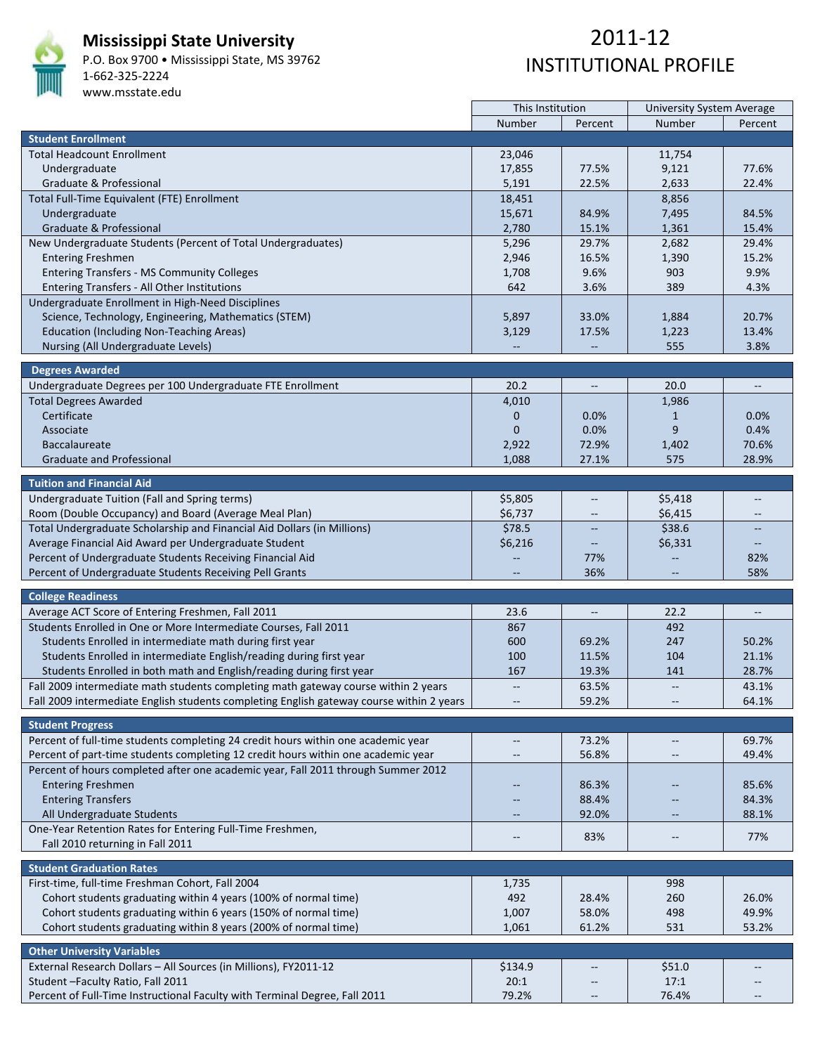# Mississippi State University

P.O. Box 9700 • Mississippi State, MS 39762
1-662-325-2224
www.msstate.edu

# 2011-12 INSTITUTIONAL PROFILE

| | This Institution | | University System Average | |
|---|---|---|---|---|
| | Number | Percent | Number | Percent |
| **Student Enrollment** | | | | |
| Total Headcount Enrollment | 23,046 | | 11,754 | |
| Undergraduate | 17,855 | 77.5% | 9,121 | 77.6% |
| Graduate & Professional | 5,191 | 22.5% | 2,633 | 22.4% |
| Total Full-Time Equivalent (FTE) Enrollment | 18,451 | | 8,856 | |
| Undergraduate | 15,671 | 84.9% | 7,495 | 84.5% |
| Graduate & Professional | 2,780 | 15.1% | 1,361 | 15.4% |
| New Undergraduate Students (Percent of Total Undergraduates) | 5,296 | 29.7% | 2,682 | 29.4% |
| Entering Freshmen | 2,946 | 16.5% | 1,390 | 15.2% |
| Entering Transfers - MS Community Colleges | 1,708 | 9.6% | 903 | 9.9% |
| Entering Transfers - All Other Institutions | 642 | 3.6% | 389 | 4.3% |
| Undergraduate Enrollment in High-Need Disciplines | | | | |
| Science, Technology, Engineering, Mathematics (STEM) | 5,897 | 33.0% | 1,884 | 20.7% |
| Education (Including Non-Teaching Areas) | 3,129 | 17.5% | 1,223 | 13.4% |
| Nursing (All Undergraduate Levels) | -- | -- | 555 | 3.8% |
| **Degrees Awarded** | | | | |
| Undergraduate Degrees per 100 Undergraduate FTE Enrollment | 20.2 | -- | 20.0 | -- |
| Total Degrees Awarded | 4,010 | | 1,986 | |
| Certificate | 0 | 0.0% | 1 | 0.0% |
| Associate | 0 | 0.0% | 9 | 0.4% |
| Baccalaureate | 2,922 | 72.9% | 1,402 | 70.6% |
| Graduate and Professional | 1,088 | 27.1% | 575 | 28.9% |
| **Tuition and Financial Aid** | | | | |
| Undergraduate Tuition (Fall and Spring terms) | $5,805 | -- | $5,418 | -- |
| Room (Double Occupancy) and Board (Average Meal Plan) | $6,737 | -- | $6,415 | -- |
| Total Undergraduate Scholarship and Financial Aid Dollars (in Millions) | $78.5 | -- | $38.6 | -- |
| Average Financial Aid Award per Undergraduate Student | $6,216 | -- | $6,331 | -- |
| Percent of Undergraduate Students Receiving Financial Aid | -- | 77% | -- | 82% |
| Percent of Undergraduate Students Receiving Pell Grants | -- | 36% | -- | 58% |
| **College Readiness** | | | | |
| Average ACT Score of Entering Freshmen, Fall 2011 | 23.6 | -- | 22.2 | -- |
| Students Enrolled in One or More Intermediate Courses, Fall 2011 | 867 | | 492 | |
| Students Enrolled in intermediate math during first year | 600 | 69.2% | 247 | 50.2% |
| Students Enrolled in intermediate English/reading during first year | 100 | 11.5% | 104 | 21.1% |
| Students Enrolled in both math and English/reading during first year | 167 | 19.3% | 141 | 28.7% |
| Fall 2009 intermediate math students completing math gateway course within 2 years | -- | 63.5% | -- | 43.1% |
| Fall 2009 intermediate English students completing English gateway course within 2 years | -- | 59.2% | -- | 64.1% |
| **Student Progress** | | | | |
| Percent of full-time students completing 24 credit hours within one academic year | -- | 73.2% | -- | 69.7% |
| Percent of part-time students completing 12 credit hours within one academic year | -- | 56.8% | -- | 49.4% |
| Percent of hours completed after one academic year, Fall 2011 through Summer 2012 | | | | |
| Entering Freshmen | -- | 86.3% | -- | 85.6% |
| Entering Transfers | -- | 88.4% | -- | 84.3% |
| All Undergraduate Students | -- | 92.0% | -- | 88.1% |
| One-Year Retention Rates for Entering Full-Time Freshmen, Fall 2010 returning in Fall 2011 | -- | 83% | -- | 77% |
| **Student Graduation Rates** | | | | |
| First-time, full-time Freshman Cohort, Fall 2004 | 1,735 | | 998 | |
| Cohort students graduating within 4 years (100% of normal time) | 492 | 28.4% | 260 | 26.0% |
| Cohort students graduating within 6 years (150% of normal time) | 1,007 | 58.0% | 498 | 49.9% |
| Cohort students graduating within 8 years (200% of normal time) | 1,061 | 61.2% | 531 | 53.2% |
| **Other University Variables** | | | | |
| External Research Dollars – All Sources (in Millions), FY2011-12 | $134.9 | -- | $51.0 | -- |
| Student –Faculty Ratio, Fall 2011 | 20:1 | -- | 17:1 | -- |
| Percent of Full-Time Instructional Faculty with Terminal Degree, Fall 2011 | 79.2% | -- | 76.4% | -- |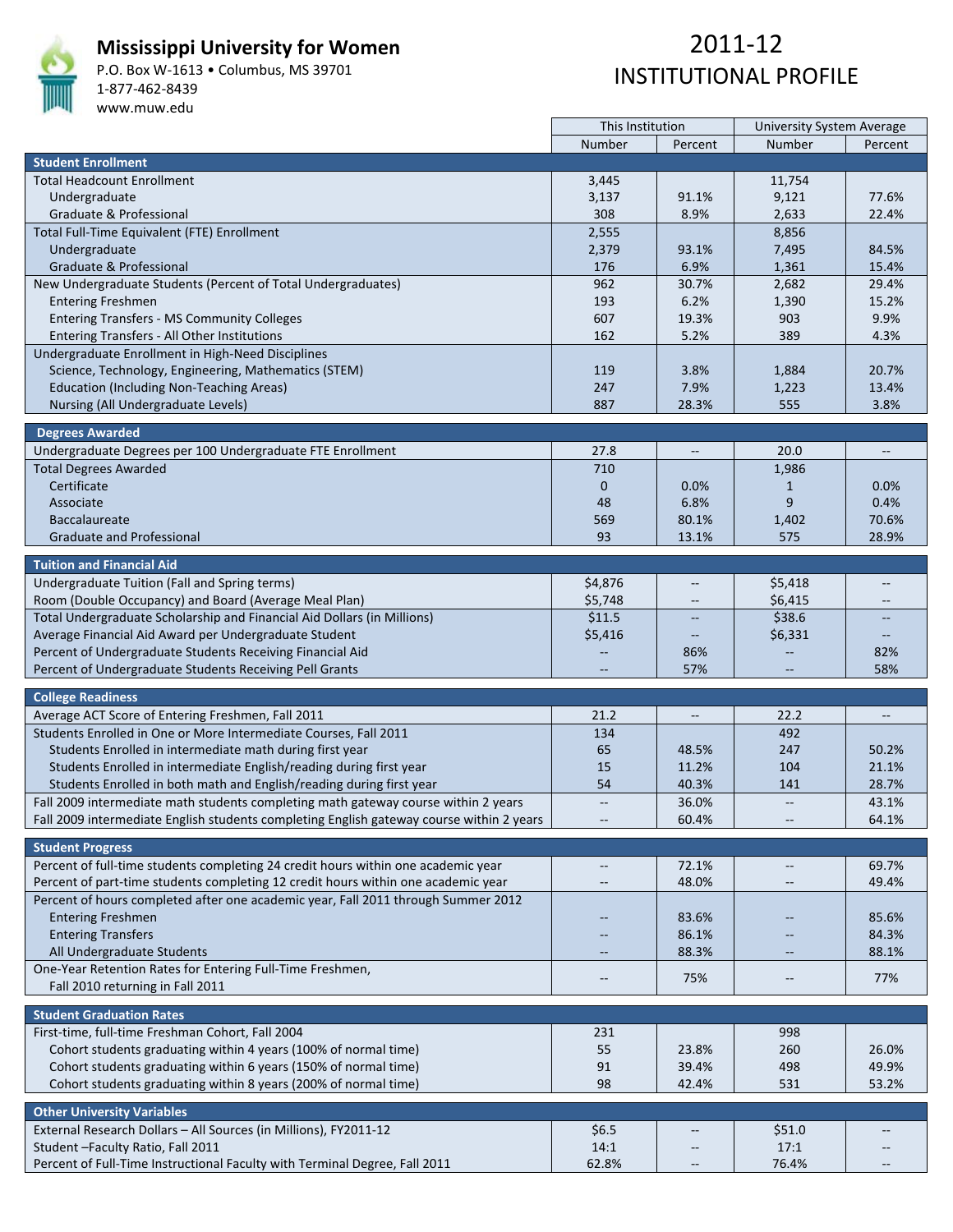# Mississippi University for Women

P.O. Box W-1613 • Columbus, MS 39701
1-877-462-8439
www.muw.edu

# 2011-12 INSTITUTIONAL PROFILE

| | This Institution | | University System Average | |
|---|---|---|---|---|
| | Number | Percent | Number | Percent |
| **Student Enrollment** | | | | |
| Total Headcount Enrollment | 3,445 | | 11,754 | |
| Undergraduate | 3,137 | 91.1% | 9,121 | 77.6% |
| Graduate & Professional | 308 | 8.9% | 2,633 | 22.4% |
| Total Full-Time Equivalent (FTE) Enrollment | 2,555 | | 8,856 | |
| Undergraduate | 2,379 | 93.1% | 7,495 | 84.5% |
| Graduate & Professional | 176 | 6.9% | 1,361 | 15.4% |
| New Undergraduate Students (Percent of Total Undergraduates) | 962 | 30.7% | 2,682 | 29.4% |
| Entering Freshmen | 193 | 6.2% | 1,390 | 15.2% |
| Entering Transfers - MS Community Colleges | 607 | 19.3% | 903 | 9.9% |
| Entering Transfers - All Other Institutions | 162 | 5.2% | 389 | 4.3% |
| Undergraduate Enrollment in High-Need Disciplines | | | | |
| Science, Technology, Engineering, Mathematics (STEM) | 119 | 3.8% | 1,884 | 20.7% |
| Education (Including Non-Teaching Areas) | 247 | 7.9% | 1,223 | 13.4% |
| Nursing (All Undergraduate Levels) | 887 | 28.3% | 555 | 3.8% |
| **Degrees Awarded** | | | | |
| Undergraduate Degrees per 100 Undergraduate FTE Enrollment | 27.8 | -- | 20.0 | -- |
| Total Degrees Awarded | 710 | | 1,986 | |
| Certificate | 0 | 0.0% | 1 | 0.0% |
| Associate | 48 | 6.8% | 9 | 0.4% |
| Baccalaureate | 569 | 80.1% | 1,402 | 70.6% |
| Graduate and Professional | 93 | 13.1% | 575 | 28.9% |
| **Tuition and Financial Aid** | | | | |
| Undergraduate Tuition (Fall and Spring terms) | $4,876 | -- | $5,418 | -- |
| Room (Double Occupancy) and Board (Average Meal Plan) | $5,748 | -- | $6,415 | -- |
| Total Undergraduate Scholarship and Financial Aid Dollars (in Millions) | $11.5 | -- | $38.6 | -- |
| Average Financial Aid Award per Undergraduate Student | $5,416 | -- | $6,331 | -- |
| Percent of Undergraduate Students Receiving Financial Aid | -- | 86% | -- | 82% |
| Percent of Undergraduate Students Receiving Pell Grants | -- | 57% | -- | 58% |
| **College Readiness** | | | | |
| Average ACT Score of Entering Freshmen, Fall 2011 | 21.2 | -- | 22.2 | -- |
| Students Enrolled in One or More Intermediate Courses, Fall 2011 | 134 | | 492 | |
| Students Enrolled in intermediate math during first year | 65 | 48.5% | 247 | 50.2% |
| Students Enrolled in intermediate English/reading during first year | 15 | 11.2% | 104 | 21.1% |
| Students Enrolled in both math and English/reading during first year | 54 | 40.3% | 141 | 28.7% |
| Fall 2009 intermediate math students completing math gateway course within 2 years | -- | 36.0% | -- | 43.1% |
| Fall 2009 intermediate English students completing English gateway course within 2 years | -- | 60.4% | -- | 64.1% |
| **Student Progress** | | | | |
| Percent of full-time students completing 24 credit hours within one academic year | -- | 72.1% | -- | 69.7% |
| Percent of part-time students completing 12 credit hours within one academic year | -- | 48.0% | -- | 49.4% |
| Percent of hours completed after one academic year, Fall 2011 through Summer 2012 | | | | |
| Entering Freshmen | -- | 83.6% | -- | 85.6% |
| Entering Transfers | -- | 86.1% | -- | 84.3% |
| All Undergraduate Students | -- | 88.3% | -- | 88.1% |
| One-Year Retention Rates for Entering Full-Time Freshmen, Fall 2010 returning in Fall 2011 | -- | 75% | -- | 77% |
| **Student Graduation Rates** | | | | |
| First-time, full-time Freshman Cohort, Fall 2004 | 231 | | 998 | |
| Cohort students graduating within 4 years (100% of normal time) | 55 | 23.8% | 260 | 26.0% |
| Cohort students graduating within 6 years (150% of normal time) | 91 | 39.4% | 498 | 49.9% |
| Cohort students graduating within 8 years (200% of normal time) | 98 | 42.4% | 531 | 53.2% |
| **Other University Variables** | | | | |
| External Research Dollars – All Sources (in Millions), FY2011-12 | $6.5 | -- | $51.0 | -- |
| Student –Faculty Ratio, Fall 2011 | 14:1 | -- | 17:1 | -- |
| Percent of Full-Time Instructional Faculty with Terminal Degree, Fall 2011 | 62.8% | -- | 76.4% | -- |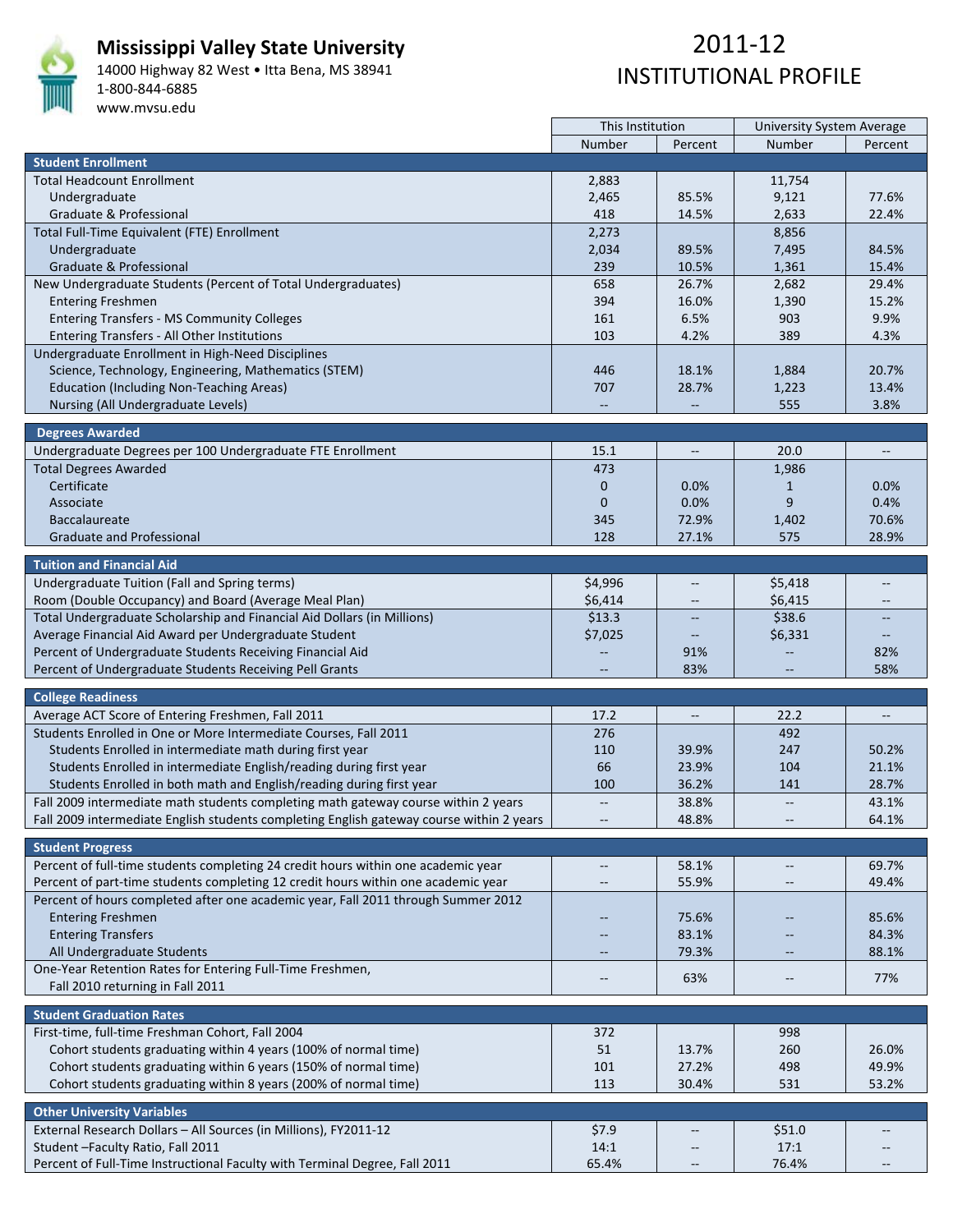# Mississippi Valley State University

14000 Highway 82 West • Itta Bena, MS 38941
1-800-844-6885
www.mvsu.edu

## 2011-12 INSTITUTIONAL PROFILE

| | This Institution | | University System Average | |
|---|---|---|---|---|
| | Number | Percent | Number | Percent |
| **Student Enrollment** | | | | |
| Total Headcount Enrollment | 2,883 | | 11,754 | |
| Undergraduate | 2,465 | 85.5% | 9,121 | 77.6% |
| Graduate & Professional | 418 | 14.5% | 2,633 | 22.4% |
| Total Full-Time Equivalent (FTE) Enrollment | 2,273 | | 8,856 | |
| Undergraduate | 2,034 | 89.5% | 7,495 | 84.5% |
| Graduate & Professional | 239 | 10.5% | 1,361 | 15.4% |
| New Undergraduate Students (Percent of Total Undergraduates) | 658 | 26.7% | 2,682 | 29.4% |
| Entering Freshmen | 394 | 16.0% | 1,390 | 15.2% |
| Entering Transfers - MS Community Colleges | 161 | 6.5% | 903 | 9.9% |
| Entering Transfers - All Other Institutions | 103 | 4.2% | 389 | 4.3% |
| Undergraduate Enrollment in High-Need Disciplines | | | | |
| Science, Technology, Engineering, Mathematics (STEM) | 446 | 18.1% | 1,884 | 20.7% |
| Education (Including Non-Teaching Areas) | 707 | 28.7% | 1,223 | 13.4% |
| Nursing (All Undergraduate Levels) | -- | -- | 555 | 3.8% |
| **Degrees Awarded** | | | | |
| Undergraduate Degrees per 100 Undergraduate FTE Enrollment | 15.1 | -- | 20.0 | -- |
| Total Degrees Awarded | 473 | | 1,986 | |
| Certificate | 0 | 0.0% | 1 | 0.0% |
| Associate | 0 | 0.0% | 9 | 0.4% |
| Baccalaureate | 345 | 72.9% | 1,402 | 70.6% |
| Graduate and Professional | 128 | 27.1% | 575 | 28.9% |
| **Tuition and Financial Aid** | | | | |
| Undergraduate Tuition (Fall and Spring terms) | $4,996 | -- | $5,418 | -- |
| Room (Double Occupancy) and Board (Average Meal Plan) | $6,414 | -- | $6,415 | -- |
| Total Undergraduate Scholarship and Financial Aid Dollars (in Millions) | $13.3 | -- | $38.6 | -- |
| Average Financial Aid Award per Undergraduate Student | $7,025 | -- | $6,331 | -- |
| Percent of Undergraduate Students Receiving Financial Aid | -- | 91% | -- | 82% |
| Percent of Undergraduate Students Receiving Pell Grants | -- | 83% | -- | 58% |
| **College Readiness** | | | | |
| Average ACT Score of Entering Freshmen, Fall 2011 | 17.2 | -- | 22.2 | -- |
| Students Enrolled in One or More Intermediate Courses, Fall 2011 | 276 | | 492 | |
| Students Enrolled in intermediate math during first year | 110 | 39.9% | 247 | 50.2% |
| Students Enrolled in intermediate English/reading during first year | 66 | 23.9% | 104 | 21.1% |
| Students Enrolled in both math and English/reading during first year | 100 | 36.2% | 141 | 28.7% |
| Fall 2009 intermediate math students completing math gateway course within 2 years | -- | 38.8% | -- | 43.1% |
| Fall 2009 intermediate English students completing English gateway course within 2 years | -- | 48.8% | -- | 64.1% |
| **Student Progress** | | | | |
| Percent of full-time students completing 24 credit hours within one academic year | -- | 58.1% | -- | 69.7% |
| Percent of part-time students completing 12 credit hours within one academic year | -- | 55.9% | -- | 49.4% |
| Percent of hours completed after one academic year, Fall 2011 through Summer 2012 | | | | |
| Entering Freshmen | -- | 75.6% | -- | 85.6% |
| Entering Transfers | -- | 83.1% | -- | 84.3% |
| All Undergraduate Students | -- | 79.3% | -- | 88.1% |
| One-Year Retention Rates for Entering Full-Time Freshmen, Fall 2010 returning in Fall 2011 | -- | 63% | -- | 77% |
| **Student Graduation Rates** | | | | |
| First-time, full-time Freshman Cohort, Fall 2004 | 372 | | 998 | |
| Cohort students graduating within 4 years (100% of normal time) | 51 | 13.7% | 260 | 26.0% |
| Cohort students graduating within 6 years (150% of normal time) | 101 | 27.2% | 498 | 49.9% |
| Cohort students graduating within 8 years (200% of normal time) | 113 | 30.4% | 531 | 53.2% |
| **Other University Variables** | | | | |
| External Research Dollars – All Sources (in Millions), FY2011-12 | $7.9 | -- | $51.0 | -- |
| Student –Faculty Ratio, Fall 2011 | 14:1 | -- | 17:1 | -- |
| Percent of Full-Time Instructional Faculty with Terminal Degree, Fall 2011 | 65.4% | -- | 76.4% | -- |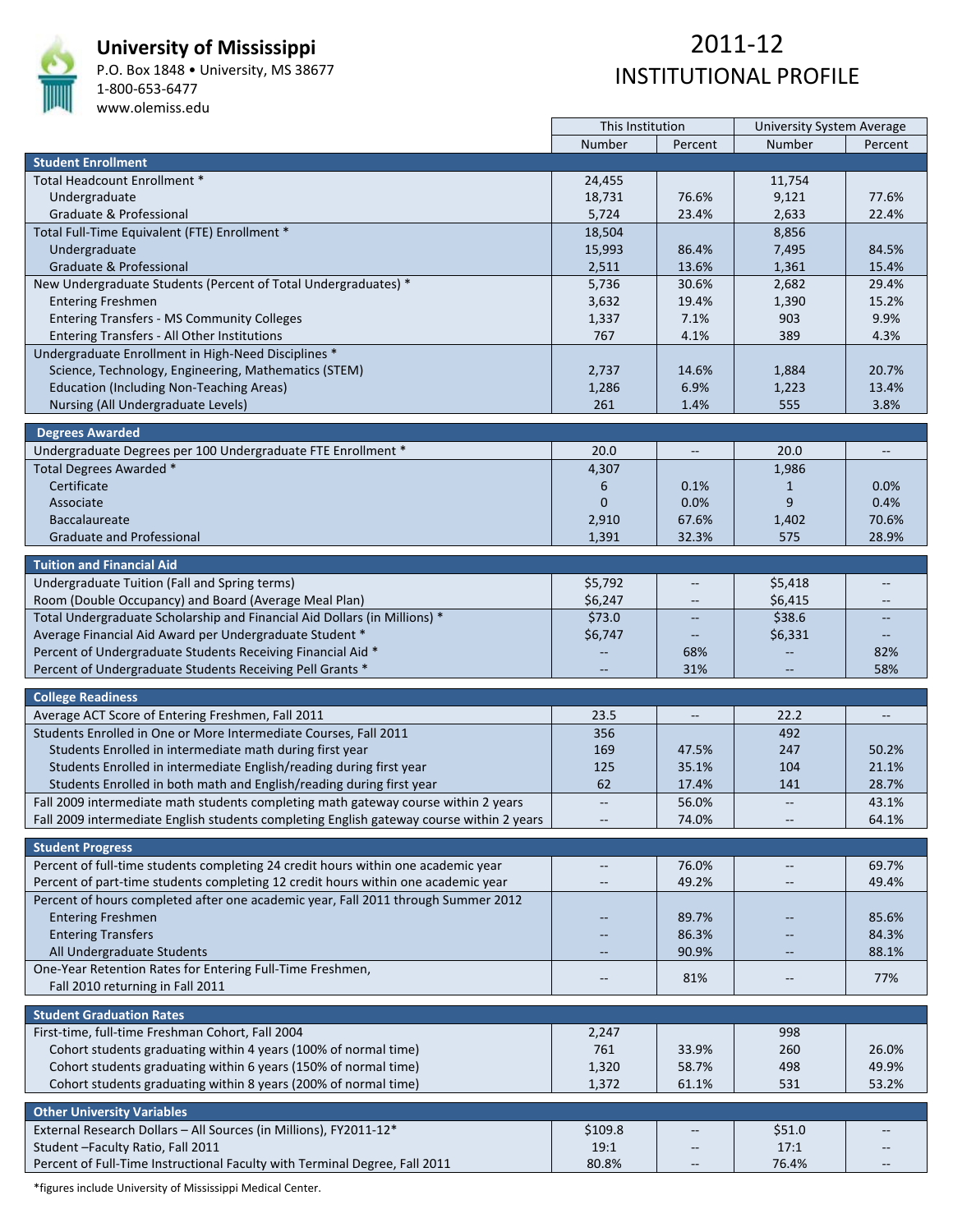# University of Mississippi

P.O. Box 1848 • University, MS 38677
1-800-653-6477
www.olemiss.edu

# 2011-12 INSTITUTIONAL PROFILE

| | This Institution | | University System Average | |
|---|---|---|---|---|
| | Number | Percent | Number | Percent |
| **Student Enrollment** | | | | |
| Total Headcount Enrollment * | 24,455 | | 11,754 | |
| Undergraduate | 18,731 | 76.6% | 9,121 | 77.6% |
| Graduate & Professional | 5,724 | 23.4% | 2,633 | 22.4% |
| Total Full-Time Equivalent (FTE) Enrollment * | 18,504 | | 8,856 | |
| Undergraduate | 15,993 | 86.4% | 7,495 | 84.5% |
| Graduate & Professional | 2,511 | 13.6% | 1,361 | 15.4% |
| New Undergraduate Students (Percent of Total Undergraduates) * | 5,736 | 30.6% | 2,682 | 29.4% |
| Entering Freshmen | 3,632 | 19.4% | 1,390 | 15.2% |
| Entering Transfers - MS Community Colleges | 1,337 | 7.1% | 903 | 9.9% |
| Entering Transfers - All Other Institutions | 767 | 4.1% | 389 | 4.3% |
| Undergraduate Enrollment in High-Need Disciplines * | | | | |
| Science, Technology, Engineering, Mathematics (STEM) | 2,737 | 14.6% | 1,884 | 20.7% |
| Education (Including Non-Teaching Areas) | 1,286 | 6.9% | 1,223 | 13.4% |
| Nursing (All Undergraduate Levels) | 261 | 1.4% | 555 | 3.8% |
| **Degrees Awarded** | | | | |
| Undergraduate Degrees per 100 Undergraduate FTE Enrollment * | 20.0 | -- | 20.0 | -- |
| Total Degrees Awarded * | 4,307 | | 1,986 | |
| Certificate | 6 | 0.1% | 1 | 0.0% |
| Associate | 0 | 0.0% | 9 | 0.4% |
| Baccalaureate | 2,910 | 67.6% | 1,402 | 70.6% |
| Graduate and Professional | 1,391 | 32.3% | 575 | 28.9% |
| **Tuition and Financial Aid** | | | | |
| Undergraduate Tuition (Fall and Spring terms) | $5,792 | -- | $5,418 | -- |
| Room (Double Occupancy) and Board (Average Meal Plan) | $6,247 | -- | $6,415 | -- |
| Total Undergraduate Scholarship and Financial Aid Dollars (in Millions) * | $73.0 | -- | $38.6 | -- |
| Average Financial Aid Award per Undergraduate Student * | $6,747 | -- | $6,331 | -- |
| Percent of Undergraduate Students Receiving Financial Aid * | -- | 68% | -- | 82% |
| Percent of Undergraduate Students Receiving Pell Grants * | -- | 31% | -- | 58% |
| **College Readiness** | | | | |
| Average ACT Score of Entering Freshmen, Fall 2011 | 23.5 | -- | 22.2 | -- |
| Students Enrolled in One or More Intermediate Courses, Fall 2011 | 356 | | 492 | |
| Students Enrolled in intermediate math during first year | 169 | 47.5% | 247 | 50.2% |
| Students Enrolled in intermediate English/reading during first year | 125 | 35.1% | 104 | 21.1% |
| Students Enrolled in both math and English/reading during first year | 62 | 17.4% | 141 | 28.7% |
| Fall 2009 intermediate math students completing math gateway course within 2 years | -- | 56.0% | -- | 43.1% |
| Fall 2009 intermediate English students completing English gateway course within 2 years | -- | 74.0% | -- | 64.1% |
| **Student Progress** | | | | |
| Percent of full-time students completing 24 credit hours within one academic year | -- | 76.0% | -- | 69.7% |
| Percent of part-time students completing 12 credit hours within one academic year | -- | 49.2% | -- | 49.4% |
| Percent of hours completed after one academic year, Fall 2011 through Summer 2012 | | | | |
| Entering Freshmen | -- | 89.7% | -- | 85.6% |
| Entering Transfers | -- | 86.3% | -- | 84.3% |
| All Undergraduate Students | -- | 90.9% | -- | 88.1% |
| One-Year Retention Rates for Entering Full-Time Freshmen, Fall 2010 returning in Fall 2011 | -- | 81% | -- | 77% |
| **Student Graduation Rates** | | | | |
| First-time, full-time Freshman Cohort, Fall 2004 | 2,247 | | 998 | |
| Cohort students graduating within 4 years (100% of normal time) | 761 | 33.9% | 260 | 26.0% |
| Cohort students graduating within 6 years (150% of normal time) | 1,320 | 58.7% | 498 | 49.9% |
| Cohort students graduating within 8 years (200% of normal time) | 1,372 | 61.1% | 531 | 53.2% |
| **Other University Variables** | | | | |
| External Research Dollars – All Sources (in Millions), FY2011-12* | $109.8 | -- | $51.0 | -- |
| Student –Faculty Ratio, Fall 2011 | 19:1 | -- | 17:1 | -- |
| Percent of Full-Time Instructional Faculty with Terminal Degree, Fall 2011 | 80.8% | -- | 76.4% | -- |

*figures include University of Mississippi Medical Center.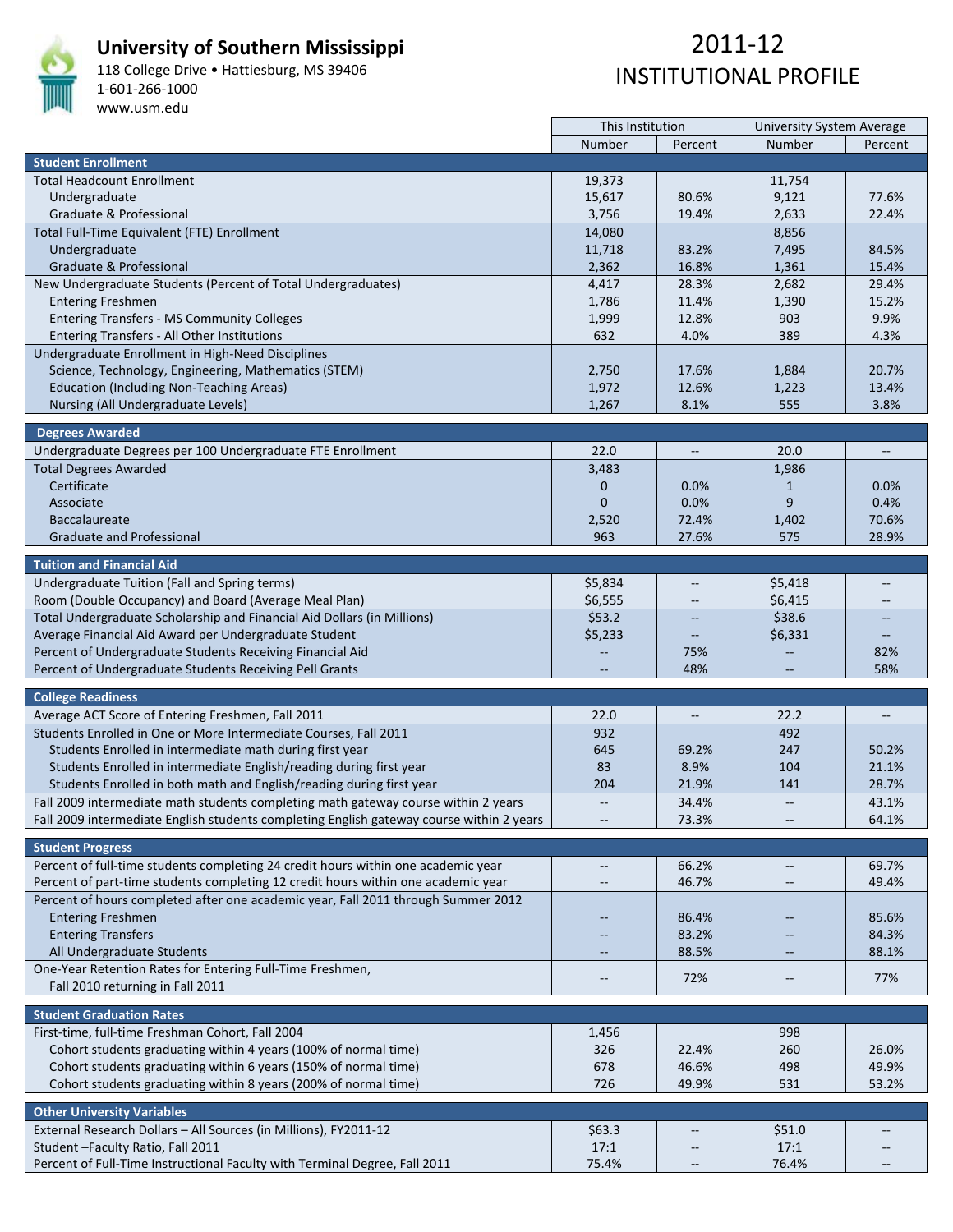# University of Southern Mississippi

118 College Drive • Hattiesburg, MS 39406
1-601-266-1000
www.usm.edu

# 2011-12 INSTITUTIONAL PROFILE

| | This Institution | | University System Average | |
|---|---|---|---|---|
| | Number | Percent | Number | Percent |
| **Student Enrollment** | | | | |
| Total Headcount Enrollment | 19,373 | | 11,754 | |
| Undergraduate | 15,617 | 80.6% | 9,121 | 77.6% |
| Graduate & Professional | 3,756 | 19.4% | 2,633 | 22.4% |
| Total Full-Time Equivalent (FTE) Enrollment | 14,080 | | 8,856 | |
| Undergraduate | 11,718 | 83.2% | 7,495 | 84.5% |
| Graduate & Professional | 2,362 | 16.8% | 1,361 | 15.4% |
| New Undergraduate Students (Percent of Total Undergraduates) | 4,417 | 28.3% | 2,682 | 29.4% |
| Entering Freshmen | 1,786 | 11.4% | 1,390 | 15.2% |
| Entering Transfers - MS Community Colleges | 1,999 | 12.8% | 903 | 9.9% |
| Entering Transfers - All Other Institutions | 632 | 4.0% | 389 | 4.3% |
| Undergraduate Enrollment in High-Need Disciplines | | | | |
| Science, Technology, Engineering, Mathematics (STEM) | 2,750 | 17.6% | 1,884 | 20.7% |
| Education (Including Non-Teaching Areas) | 1,972 | 12.6% | 1,223 | 13.4% |
| Nursing (All Undergraduate Levels) | 1,267 | 8.1% | 555 | 3.8% |
| **Degrees Awarded** | | | | |
| Undergraduate Degrees per 100 Undergraduate FTE Enrollment | 22.0 | -- | 20.0 | -- |
| Total Degrees Awarded | 3,483 | | 1,986 | |
| Certificate | 0 | 0.0% | 1 | 0.0% |
| Associate | 0 | 0.0% | 9 | 0.4% |
| Baccalaureate | 2,520 | 72.4% | 1,402 | 70.6% |
| Graduate and Professional | 963 | 27.6% | 575 | 28.9% |
| **Tuition and Financial Aid** | | | | |
| Undergraduate Tuition (Fall and Spring terms) | $5,834 | -- | $5,418 | -- |
| Room (Double Occupancy) and Board (Average Meal Plan) | $6,555 | -- | $6,415 | -- |
| Total Undergraduate Scholarship and Financial Aid Dollars (in Millions) | $53.2 | -- | $38.6 | -- |
| Average Financial Aid Award per Undergraduate Student | $5,233 | -- | $6,331 | -- |
| Percent of Undergraduate Students Receiving Financial Aid | -- | 75% | -- | 82% |
| Percent of Undergraduate Students Receiving Pell Grants | -- | 48% | -- | 58% |
| **College Readiness** | | | | |
| Average ACT Score of Entering Freshmen, Fall 2011 | 22.0 | -- | 22.2 | -- |
| Students Enrolled in One or More Intermediate Courses, Fall 2011 | 932 | | 492 | |
| Students Enrolled in intermediate math during first year | 645 | 69.2% | 247 | 50.2% |
| Students Enrolled in intermediate English/reading during first year | 83 | 8.9% | 104 | 21.1% |
| Students Enrolled in both math and English/reading during first year | 204 | 21.9% | 141 | 28.7% |
| Fall 2009 intermediate math students completing math gateway course within 2 years | -- | 34.4% | -- | 43.1% |
| Fall 2009 intermediate English students completing English gateway course within 2 years | -- | 73.3% | -- | 64.1% |
| **Student Progress** | | | | |
| Percent of full-time students completing 24 credit hours within one academic year | -- | 66.2% | -- | 69.7% |
| Percent of part-time students completing 12 credit hours within one academic year | -- | 46.7% | -- | 49.4% |
| Percent of hours completed after one academic year, Fall 2011 through Summer 2012 | | | | |
| Entering Freshmen | -- | 86.4% | -- | 85.6% |
| Entering Transfers | -- | 83.2% | -- | 84.3% |
| All Undergraduate Students | -- | 88.5% | -- | 88.1% |
| One-Year Retention Rates for Entering Full-Time Freshmen, Fall 2010 returning in Fall 2011 | -- | 72% | -- | 77% |
| **Student Graduation Rates** | | | | |
| First-time, full-time Freshman Cohort, Fall 2004 | 1,456 | | 998 | |
| Cohort students graduating within 4 years (100% of normal time) | 326 | 22.4% | 260 | 26.0% |
| Cohort students graduating within 6 years (150% of normal time) | 678 | 46.6% | 498 | 49.9% |
| Cohort students graduating within 8 years (200% of normal time) | 726 | 49.9% | 531 | 53.2% |
| **Other University Variables** | | | | |
| External Research Dollars – All Sources (in Millions), FY2011-12 | $63.3 | -- | $51.0 | -- |
| Student –Faculty Ratio, Fall 2011 | 17:1 | -- | 17:1 | -- |
| Percent of Full-Time Instructional Faculty with Terminal Degree, Fall 2011 | 75.4% | -- | 76.4% | -- |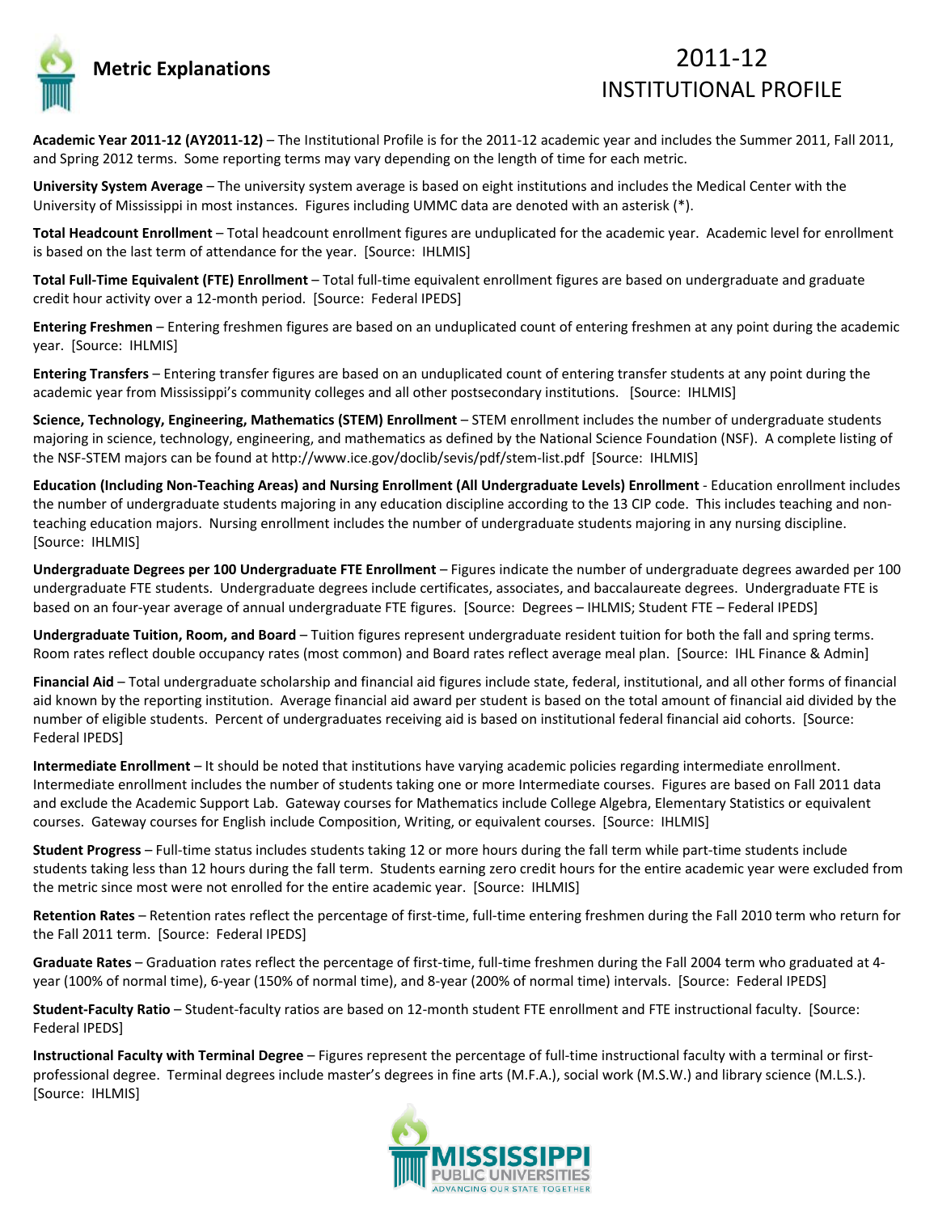# Metric Explanations

## 2011-12 INSTITUTIONAL PROFILE

**Academic Year 2011-12 (AY2011-12)** – The Institutional Profile is for the 2011-12 academic year and includes the Summer 2011, Fall 2011, and Spring 2012 terms. Some reporting terms may vary depending on the length of time for each metric.

**University System Average** – The university system average is based on eight institutions and includes the Medical Center with the University of Mississippi in most instances. Figures including UMMC data are denoted with an asterisk (*).

**Total Headcount Enrollment** – Total headcount enrollment figures are unduplicated for the academic year. Academic level for enrollment is based on the last term of attendance for the year. [Source: IHLMIS]

**Total Full-Time Equivalent (FTE) Enrollment** – Total full-time equivalent enrollment figures are based on undergraduate and graduate credit hour activity over a 12-month period. [Source: Federal IPEDS]

**Entering Freshmen** – Entering freshmen figures are based on an unduplicated count of entering freshmen at any point during the academic year. [Source: IHLMIS]

**Entering Transfers** – Entering transfer figures are based on an unduplicated count of entering transfer students at any point during the academic year from Mississippi's community colleges and all other postsecondary institutions. [Source: IHLMIS]

**Science, Technology, Engineering, Mathematics (STEM) Enrollment** – STEM enrollment includes the number of undergraduate students majoring in science, technology, engineering, and mathematics as defined by the National Science Foundation (NSF). A complete listing of the NSF-STEM majors can be found at http://www.ice.gov/doclib/sevis/pdf/stem-list.pdf [Source: IHLMIS]

**Education (Including Non-Teaching Areas) and Nursing Enrollment (All Undergraduate Levels) Enrollment** - Education enrollment includes the number of undergraduate students majoring in any education discipline according to the 13 CIP code. This includes teaching and non-teaching education majors. Nursing enrollment includes the number of undergraduate students majoring in any nursing discipline. [Source: IHLMIS]

**Undergraduate Degrees per 100 Undergraduate FTE Enrollment** – Figures indicate the number of undergraduate degrees awarded per 100 undergraduate FTE students. Undergraduate degrees include certificates, associates, and baccalaureate degrees. Undergraduate FTE is based on an four-year average of annual undergraduate FTE figures. [Source: Degrees – IHLMIS; Student FTE – Federal IPEDS]

**Undergraduate Tuition, Room, and Board** – Tuition figures represent undergraduate resident tuition for both the fall and spring terms. Room rates reflect double occupancy rates (most common) and Board rates reflect average meal plan. [Source: IHL Finance & Admin]

**Financial Aid** – Total undergraduate scholarship and financial aid figures include state, federal, institutional, and all other forms of financial aid known by the reporting institution. Average financial aid award per student is based on the total amount of financial aid divided by the number of eligible students. Percent of undergraduates receiving aid is based on institutional federal financial aid cohorts. [Source: Federal IPEDS]

**Intermediate Enrollment** – It should be noted that institutions have varying academic policies regarding intermediate enrollment. Intermediate enrollment includes the number of students taking one or more Intermediate courses. Figures are based on Fall 2011 data and exclude the Academic Support Lab. Gateway courses for Mathematics include College Algebra, Elementary Statistics or equivalent courses. Gateway courses for English include Composition, Writing, or equivalent courses. [Source: IHLMIS]

**Student Progress** – Full-time status includes students taking 12 or more hours during the fall term while part-time students include students taking less than 12 hours during the fall term. Students earning zero credit hours for the entire academic year were excluded from the metric since most were not enrolled for the entire academic year. [Source: IHLMIS]

**Retention Rates** – Retention rates reflect the percentage of first-time, full-time entering freshmen during the Fall 2010 term who return for the Fall 2011 term. [Source: Federal IPEDS]

**Graduate Rates** – Graduation rates reflect the percentage of first-time, full-time freshmen during the Fall 2004 term who graduated at 4-year (100% of normal time), 6-year (150% of normal time), and 8-year (200% of normal time) intervals. [Source: Federal IPEDS]

**Student-Faculty Ratio** – Student-faculty ratios are based on 12-month student FTE enrollment and FTE instructional faculty. [Source: Federal IPEDS]

**Instructional Faculty with Terminal Degree** – Figures represent the percentage of full-time instructional faculty with a terminal or first-professional degree. Terminal degrees include master's degrees in fine arts (M.F.A.), social work (M.S.W.) and library science (M.L.S.). [Source: IHLMIS]

MISSISSIPPI PUBLIC UNIVERSITIES
ADVANCING OUR STATE TOGETHER